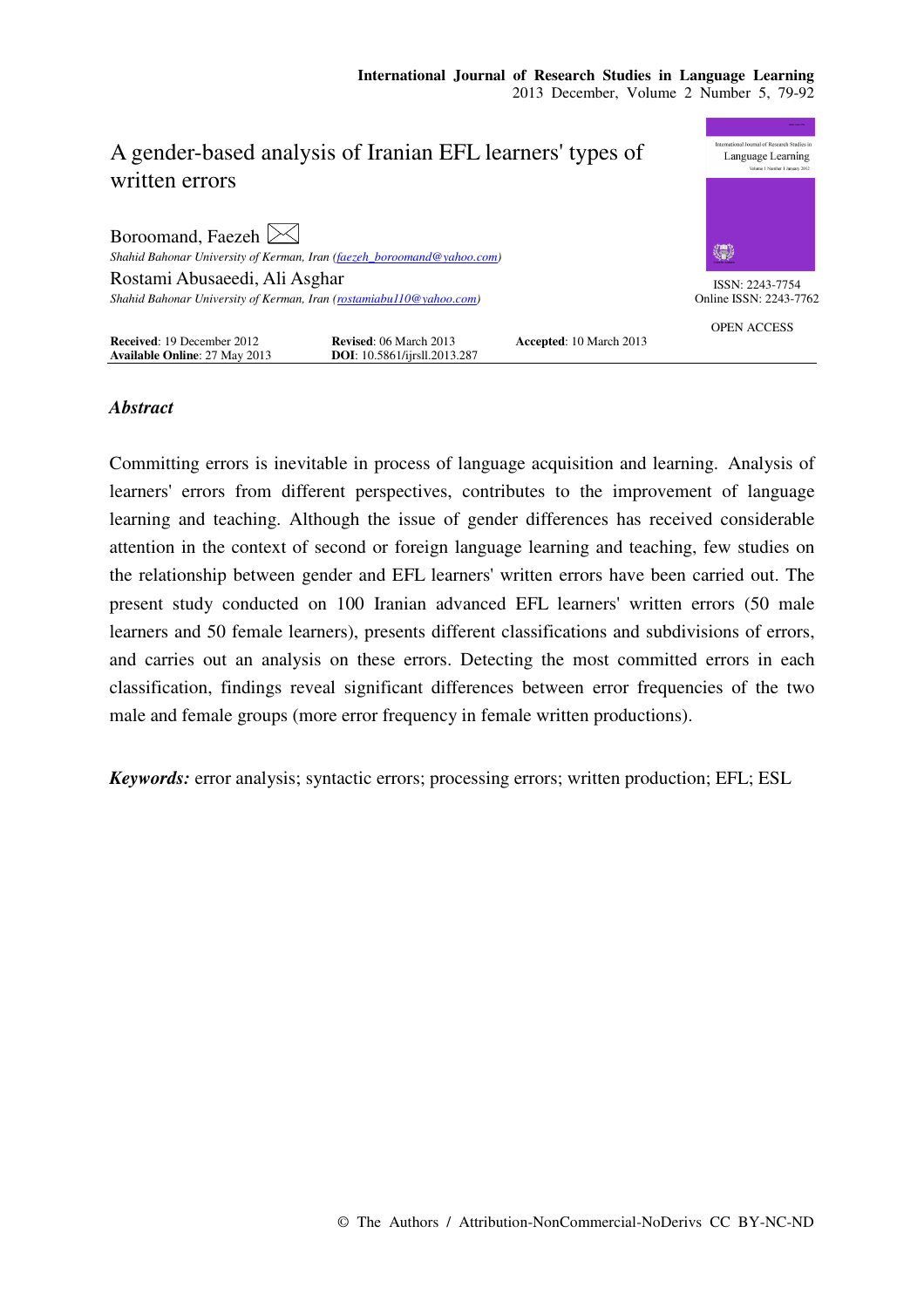# A gender-based analysis of Iranian EFL learners' types of written errors

Boroomand, Faezeh
*Shahid Bahonar University of Kerman, Iran (faezeh_boroomand@yahoo.com)*

Rostami Abusaeedi, Ali Asghar
*Shahid Bahonar University of Kerman, Iran (rostamiabu110@yahoo.com)*

ISSN: 2243-7754
Online ISSN: 2243-7762

OPEN ACCESS

**Received**: 19 December 2012 **Revised**: 06 March 2013 **Accepted**: 10 March 2013
**Available Online**: 27 May 2013 **DOI**: 10.5861/ijrsll.2013.287

## *Abstract*

Committing errors is inevitable in process of language acquisition and learning. Analysis of learners' errors from different perspectives, contributes to the improvement of language learning and teaching. Although the issue of gender differences has received considerable attention in the context of second or foreign language learning and teaching, few studies on the relationship between gender and EFL learners' written errors have been carried out. The present study conducted on 100 Iranian advanced EFL learners' written errors (50 male learners and 50 female learners), presents different classifications and subdivisions of errors, and carries out an analysis on these errors. Detecting the most committed errors in each classification, findings reveal significant differences between error frequencies of the two male and female groups (more error frequency in female written productions).

***Keywords:*** error analysis; syntactic errors; processing errors; written production; EFL; ESL

© The Authors / Attribution-NonCommercial-NoDerivs CC BY-NC-ND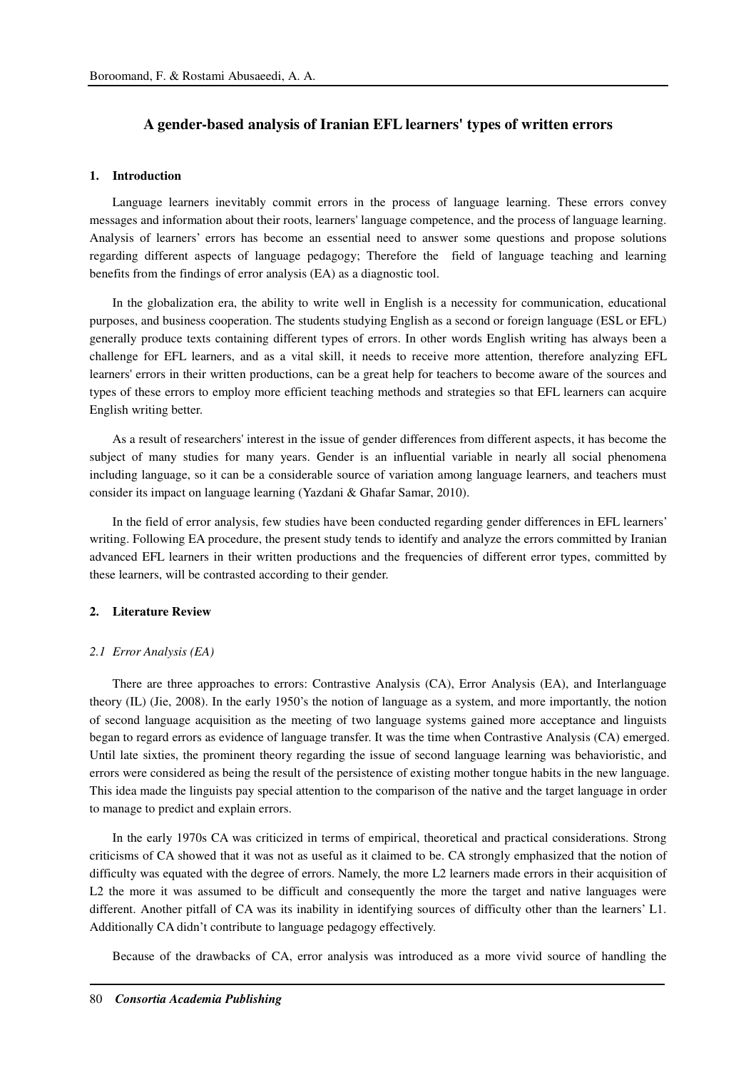# A gender-based analysis of Iranian EFL learners' types of written errors

## 1. Introduction

Language learners inevitably commit errors in the process of language learning. These errors convey messages and information about their roots, learners' language competence, and the process of language learning. Analysis of learners' errors has become an essential need to answer some questions and propose solutions regarding different aspects of language pedagogy; Therefore the field of language teaching and learning benefits from the findings of error analysis (EA) as a diagnostic tool.

In the globalization era, the ability to write well in English is a necessity for communication, educational purposes, and business cooperation. The students studying English as a second or foreign language (ESL or EFL) generally produce texts containing different types of errors. In other words English writing has always been a challenge for EFL learners, and as a vital skill, it needs to receive more attention, therefore analyzing EFL learners' errors in their written productions, can be a great help for teachers to become aware of the sources and types of these errors to employ more efficient teaching methods and strategies so that EFL learners can acquire English writing better.

As a result of researchers' interest in the issue of gender differences from different aspects, it has become the subject of many studies for many years. Gender is an influential variable in nearly all social phenomena including language, so it can be a considerable source of variation among language learners, and teachers must consider its impact on language learning (Yazdani & Ghafar Samar, 2010).

In the field of error analysis, few studies have been conducted regarding gender differences in EFL learners' writing. Following EA procedure, the present study tends to identify and analyze the errors committed by Iranian advanced EFL learners in their written productions and the frequencies of different error types, committed by these learners, will be contrasted according to their gender.

## 2. Literature Review

### *2.1 Error Analysis (EA)*

There are three approaches to errors: Contrastive Analysis (CA), Error Analysis (EA), and Interlanguage theory (IL) (Jie, 2008). In the early 1950's the notion of language as a system, and more importantly, the notion of second language acquisition as the meeting of two language systems gained more acceptance and linguists began to regard errors as evidence of language transfer. It was the time when Contrastive Analysis (CA) emerged. Until late sixties, the prominent theory regarding the issue of second language learning was behavioristic, and errors were considered as being the result of the persistence of existing mother tongue habits in the new language. This idea made the linguists pay special attention to the comparison of the native and the target language in order to manage to predict and explain errors.

In the early 1970s CA was criticized in terms of empirical, theoretical and practical considerations. Strong criticisms of CA showed that it was not as useful as it claimed to be. CA strongly emphasized that the notion of difficulty was equated with the degree of errors. Namely, the more L2 learners made errors in their acquisition of L2 the more it was assumed to be difficult and consequently the more the target and native languages were different. Another pitfall of CA was its inability in identifying sources of difficulty other than the learners' L1. Additionally CA didn't contribute to language pedagogy effectively.

Because of the drawbacks of CA, error analysis was introduced as a more vivid source of handling the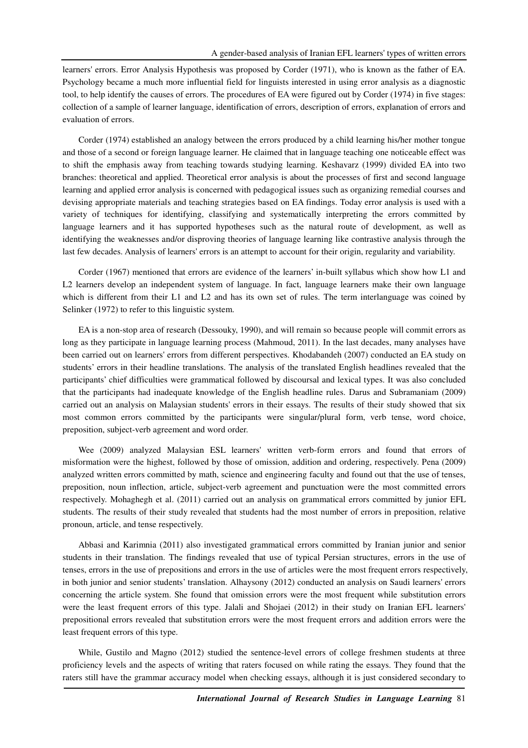learners' errors. Error Analysis Hypothesis was proposed by Corder (1971), who is known as the father of EA. Psychology became a much more influential field for linguists interested in using error analysis as a diagnostic tool, to help identify the causes of errors. The procedures of EA were figured out by Corder (1974) in five stages: collection of a sample of learner language, identification of errors, description of errors, explanation of errors and evaluation of errors.

Corder (1974) established an analogy between the errors produced by a child learning his/her mother tongue and those of a second or foreign language learner. He claimed that in language teaching one noticeable effect was to shift the emphasis away from teaching towards studying learning. Keshavarz (1999) divided EA into two branches: theoretical and applied. Theoretical error analysis is about the processes of first and second language learning and applied error analysis is concerned with pedagogical issues such as organizing remedial courses and devising appropriate materials and teaching strategies based on EA findings. Today error analysis is used with a variety of techniques for identifying, classifying and systematically interpreting the errors committed by language learners and it has supported hypotheses such as the natural route of development, as well as identifying the weaknesses and/or disproving theories of language learning like contrastive analysis through the last few decades. Analysis of learners' errors is an attempt to account for their origin, regularity and variability.

Corder (1967) mentioned that errors are evidence of the learners' in-built syllabus which show how L1 and L2 learners develop an independent system of language. In fact, language learners make their own language which is different from their L1 and L2 and has its own set of rules. The term interlanguage was coined by Selinker (1972) to refer to this linguistic system.

EA is a non-stop area of research (Dessouky, 1990), and will remain so because people will commit errors as long as they participate in language learning process (Mahmoud, 2011). In the last decades, many analyses have been carried out on learners' errors from different perspectives. Khodabandeh (2007) conducted an EA study on students' errors in their headline translations. The analysis of the translated English headlines revealed that the participants' chief difficulties were grammatical followed by discoursal and lexical types. It was also concluded that the participants had inadequate knowledge of the English headline rules. Darus and Subramaniam (2009) carried out an analysis on Malaysian students' errors in their essays. The results of their study showed that six most common errors committed by the participants were singular/plural form, verb tense, word choice, preposition, subject-verb agreement and word order.

Wee (2009) analyzed Malaysian ESL learners' written verb-form errors and found that errors of misformation were the highest, followed by those of omission, addition and ordering, respectively. Pena (2009) analyzed written errors committed by math, science and engineering faculty and found out that the use of tenses, preposition, noun inflection, article, subject-verb agreement and punctuation were the most committed errors respectively. Mohaghegh et al. (2011) carried out an analysis on grammatical errors committed by junior EFL students. The results of their study revealed that students had the most number of errors in preposition, relative pronoun, article, and tense respectively.

Abbasi and Karimnia (2011) also investigated grammatical errors committed by Iranian junior and senior students in their translation. The findings revealed that use of typical Persian structures, errors in the use of tenses, errors in the use of prepositions and errors in the use of articles were the most frequent errors respectively, in both junior and senior students' translation. Alhaysony (2012) conducted an analysis on Saudi learners' errors concerning the article system. She found that omission errors were the most frequent while substitution errors were the least frequent errors of this type. Jalali and Shojaei (2012) in their study on Iranian EFL learners' prepositional errors revealed that substitution errors were the most frequent errors and addition errors were the least frequent errors of this type.

While, Gustilo and Magno (2012) studied the sentence-level errors of college freshmen students at three proficiency levels and the aspects of writing that raters focused on while rating the essays. They found that the raters still have the grammar accuracy model when checking essays, although it is just considered secondary to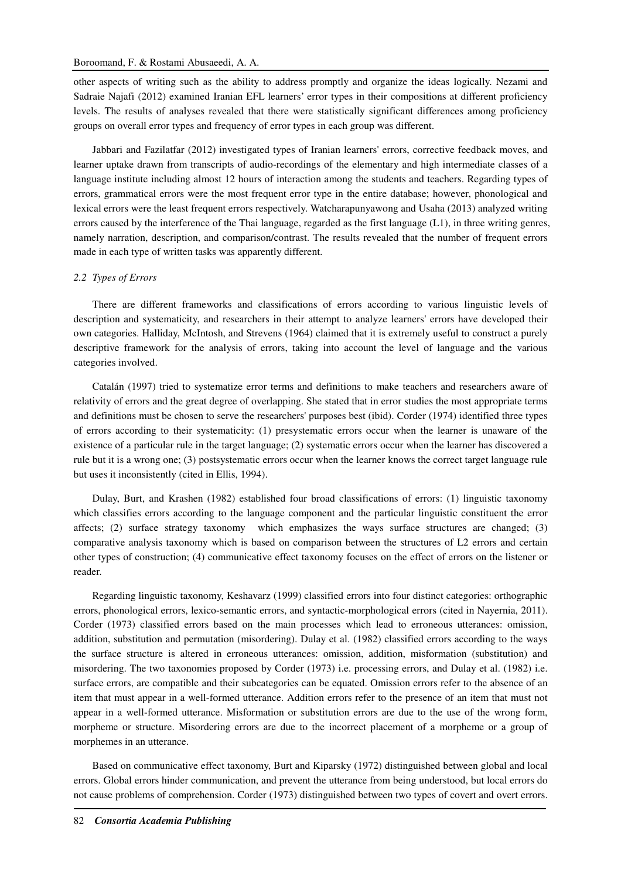other aspects of writing such as the ability to address promptly and organize the ideas logically. Nezami and Sadraie Najafi (2012) examined Iranian EFL learners' error types in their compositions at different proficiency levels. The results of analyses revealed that there were statistically significant differences among proficiency groups on overall error types and frequency of error types in each group was different.

Jabbari and Fazilatfar (2012) investigated types of Iranian learners' errors, corrective feedback moves, and learner uptake drawn from transcripts of audio-recordings of the elementary and high intermediate classes of a language institute including almost 12 hours of interaction among the students and teachers. Regarding types of errors, grammatical errors were the most frequent error type in the entire database; however, phonological and lexical errors were the least frequent errors respectively. Watcharapunyawong and Usaha (2013) analyzed writing errors caused by the interference of the Thai language, regarded as the first language (L1), in three writing genres, namely narration, description, and comparison/contrast. The results revealed that the number of frequent errors made in each type of written tasks was apparently different.

### *2.2 Types of Errors*

There are different frameworks and classifications of errors according to various linguistic levels of description and systematicity, and researchers in their attempt to analyze learners' errors have developed their own categories. Halliday, McIntosh, and Strevens (1964) claimed that it is extremely useful to construct a purely descriptive framework for the analysis of errors, taking into account the level of language and the various categories involved.

Catalán (1997) tried to systematize error terms and definitions to make teachers and researchers aware of relativity of errors and the great degree of overlapping. She stated that in error studies the most appropriate terms and definitions must be chosen to serve the researchers' purposes best (ibid). Corder (1974) identified three types of errors according to their systematicity: (1) presystematic errors occur when the learner is unaware of the existence of a particular rule in the target language; (2) systematic errors occur when the learner has discovered a rule but it is a wrong one; (3) postsystematic errors occur when the learner knows the correct target language rule but uses it inconsistently (cited in Ellis, 1994).

Dulay, Burt, and Krashen (1982) established four broad classifications of errors: (1) linguistic taxonomy which classifies errors according to the language component and the particular linguistic constituent the error affects; (2) surface strategy taxonomy which emphasizes the ways surface structures are changed; (3) comparative analysis taxonomy which is based on comparison between the structures of L2 errors and certain other types of construction; (4) communicative effect taxonomy focuses on the effect of errors on the listener or reader.

Regarding linguistic taxonomy, Keshavarz (1999) classified errors into four distinct categories: orthographic errors, phonological errors, lexico-semantic errors, and syntactic-morphological errors (cited in Nayernia, 2011). Corder (1973) classified errors based on the main processes which lead to erroneous utterances: omission, addition, substitution and permutation (misordering). Dulay et al. (1982) classified errors according to the ways the surface structure is altered in erroneous utterances: omission, addition, misformation (substitution) and misordering. The two taxonomies proposed by Corder (1973) i.e. processing errors, and Dulay et al. (1982) i.e. surface errors, are compatible and their subcategories can be equated. Omission errors refer to the absence of an item that must appear in a well-formed utterance. Addition errors refer to the presence of an item that must not appear in a well-formed utterance. Misformation or substitution errors are due to the use of the wrong form, morpheme or structure. Misordering errors are due to the incorrect placement of a morpheme or a group of morphemes in an utterance.

Based on communicative effect taxonomy, Burt and Kiparsky (1972) distinguished between global and local errors. Global errors hinder communication, and prevent the utterance from being understood, but local errors do not cause problems of comprehension. Corder (1973) distinguished between two types of covert and overt errors.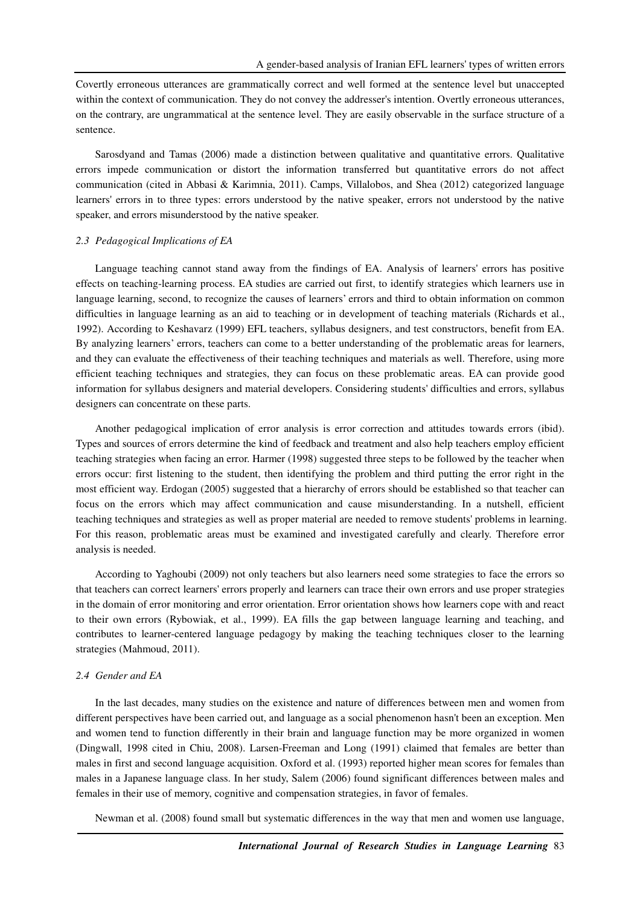Covertly erroneous utterances are grammatically correct and well formed at the sentence level but unaccepted within the context of communication. They do not convey the addresser's intention. Overtly erroneous utterances, on the contrary, are ungrammatical at the sentence level. They are easily observable in the surface structure of a sentence.

Sarosdyand and Tamas (2006) made a distinction between qualitative and quantitative errors. Qualitative errors impede communication or distort the information transferred but quantitative errors do not affect communication (cited in Abbasi & Karimnia, 2011). Camps, Villalobos, and Shea (2012) categorized language learners' errors in to three types: errors understood by the native speaker, errors not understood by the native speaker, and errors misunderstood by the native speaker.

### *2.3 Pedagogical Implications of EA*

Language teaching cannot stand away from the findings of EA. Analysis of learners' errors has positive effects on teaching-learning process. EA studies are carried out first, to identify strategies which learners use in language learning, second, to recognize the causes of learners' errors and third to obtain information on common difficulties in language learning as an aid to teaching or in development of teaching materials (Richards et al., 1992). According to Keshavarz (1999) EFL teachers, syllabus designers, and test constructors, benefit from EA. By analyzing learners' errors, teachers can come to a better understanding of the problematic areas for learners, and they can evaluate the effectiveness of their teaching techniques and materials as well. Therefore, using more efficient teaching techniques and strategies, they can focus on these problematic areas. EA can provide good information for syllabus designers and material developers. Considering students' difficulties and errors, syllabus designers can concentrate on these parts.

Another pedagogical implication of error analysis is error correction and attitudes towards errors (ibid). Types and sources of errors determine the kind of feedback and treatment and also help teachers employ efficient teaching strategies when facing an error. Harmer (1998) suggested three steps to be followed by the teacher when errors occur: first listening to the student, then identifying the problem and third putting the error right in the most efficient way. Erdogan (2005) suggested that a hierarchy of errors should be established so that teacher can focus on the errors which may affect communication and cause misunderstanding. In a nutshell, efficient teaching techniques and strategies as well as proper material are needed to remove students' problems in learning. For this reason, problematic areas must be examined and investigated carefully and clearly. Therefore error analysis is needed.

According to Yaghoubi (2009) not only teachers but also learners need some strategies to face the errors so that teachers can correct learners' errors properly and learners can trace their own errors and use proper strategies in the domain of error monitoring and error orientation. Error orientation shows how learners cope with and react to their own errors (Rybowiak, et al., 1999). EA fills the gap between language learning and teaching, and contributes to learner-centered language pedagogy by making the teaching techniques closer to the learning strategies (Mahmoud, 2011).

### *2.4 Gender and EA*

In the last decades, many studies on the existence and nature of differences between men and women from different perspectives have been carried out, and language as a social phenomenon hasn't been an exception. Men and women tend to function differently in their brain and language function may be more organized in women (Dingwall, 1998 cited in Chiu, 2008). Larsen-Freeman and Long (1991) claimed that females are better than males in first and second language acquisition. Oxford et al. (1993) reported higher mean scores for females than males in a Japanese language class. In her study, Salem (2006) found significant differences between males and females in their use of memory, cognitive and compensation strategies, in favor of females.

Newman et al. (2008) found small but systematic differences in the way that men and women use language,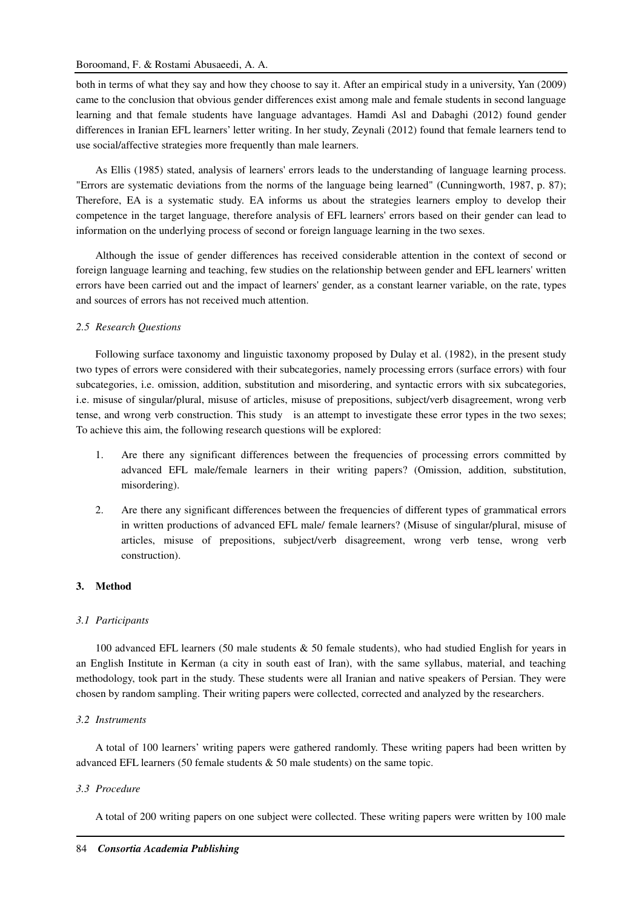both in terms of what they say and how they choose to say it. After an empirical study in a university, Yan (2009) came to the conclusion that obvious gender differences exist among male and female students in second language learning and that female students have language advantages. Hamdi Asl and Dabaghi (2012) found gender differences in Iranian EFL learners' letter writing. In her study, Zeynali (2012) found that female learners tend to use social/affective strategies more frequently than male learners.

As Ellis (1985) stated, analysis of learners' errors leads to the understanding of language learning process. "Errors are systematic deviations from the norms of the language being learned" (Cunningworth, 1987, p. 87); Therefore, EA is a systematic study. EA informs us about the strategies learners employ to develop their competence in the target language, therefore analysis of EFL learners' errors based on their gender can lead to information on the underlying process of second or foreign language learning in the two sexes.

Although the issue of gender differences has received considerable attention in the context of second or foreign language learning and teaching, few studies on the relationship between gender and EFL learners' written errors have been carried out and the impact of learners' gender, as a constant learner variable, on the rate, types and sources of errors has not received much attention.

### *2.5 Research Questions*

Following surface taxonomy and linguistic taxonomy proposed by Dulay et al. (1982), in the present study two types of errors were considered with their subcategories, namely processing errors (surface errors) with four subcategories, i.e. omission, addition, substitution and misordering, and syntactic errors with six subcategories, i.e. misuse of singular/plural, misuse of articles, misuse of prepositions, subject/verb disagreement, wrong verb tense, and wrong verb construction. This study is an attempt to investigate these error types in the two sexes; To achieve this aim, the following research questions will be explored:

1. Are there any significant differences between the frequencies of processing errors committed by advanced EFL male/female learners in their writing papers? (Omission, addition, substitution, misordering).
2. Are there any significant differences between the frequencies of different types of grammatical errors in written productions of advanced EFL male/ female learners? (Misuse of singular/plural, misuse of articles, misuse of prepositions, subject/verb disagreement, wrong verb tense, wrong verb construction).

## 3. Method

### *3.1 Participants*

100 advanced EFL learners (50 male students & 50 female students), who had studied English for years in an English Institute in Kerman (a city in south east of Iran), with the same syllabus, material, and teaching methodology, took part in the study. These students were all Iranian and native speakers of Persian. They were chosen by random sampling. Their writing papers were collected, corrected and analyzed by the researchers.

### *3.2 Instruments*

A total of 100 learners' writing papers were gathered randomly. These writing papers had been written by advanced EFL learners (50 female students & 50 male students) on the same topic.

### *3.3 Procedure*

A total of 200 writing papers on one subject were collected. These writing papers were written by 100 male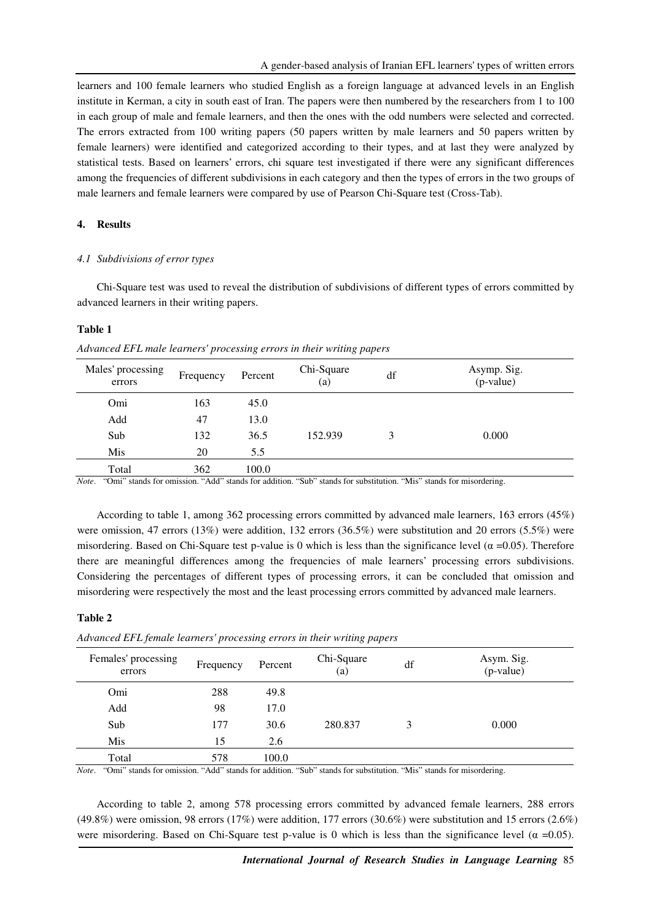learners and 100 female learners who studied English as a foreign language at advanced levels in an English institute in Kerman, a city in south east of Iran. The papers were then numbered by the researchers from 1 to 100 in each group of male and female learners, and then the ones with the odd numbers were selected and corrected. The errors extracted from 100 writing papers (50 papers written by male learners and 50 papers written by female learners) were identified and categorized according to their types, and at last they were analyzed by statistical tests. Based on learners' errors, chi square test investigated if there were any significant differences among the frequencies of different subdivisions in each category and then the types of errors in the two groups of male learners and female learners were compared by use of Pearson Chi-Square test (Cross-Tab).

## 4. Results

### *4.1 Subdivisions of error types*

Chi-Square test was used to reveal the distribution of subdivisions of different types of errors committed by advanced learners in their writing papers.

**Table 1**

*Advanced EFL male learners' processing errors in their writing papers*

| Males' processing errors | Frequency | Percent | Chi-Square (a) | df | Asymp. Sig. (p-value) |
|---|---|---|---|---|---|
| Omi | 163 | 45.0 | | | |
| Add | 47 | 13.0 | | | |
| Sub | 132 | 36.5 | 152.939 | 3 | 0.000 |
| Mis | 20 | 5.5 | | | |
| Total | 362 | 100.0 | | | |

*Note*. "Omi" stands for omission. "Add" stands for addition. "Sub" stands for substitution. "Mis" stands for misordering.

According to table 1, among 362 processing errors committed by advanced male learners, 163 errors (45%) were omission, 47 errors (13%) were addition, 132 errors (36.5%) were substitution and 20 errors (5.5%) were misordering. Based on Chi-Square test p-value is 0 which is less than the significance level ($\alpha$ =0.05). Therefore there are meaningful differences among the frequencies of male learners' processing errors subdivisions. Considering the percentages of different types of processing errors, it can be concluded that omission and misordering were respectively the most and the least processing errors committed by advanced male learners.

**Table 2**

*Advanced EFL female learners' processing errors in their writing papers*

| Females' processing errors | Frequency | Percent | Chi-Square (a) | df | Asym. Sig. (p-value) |
|---|---|---|---|---|---|
| Omi | 288 | 49.8 | | | |
| Add | 98 | 17.0 | | | |
| Sub | 177 | 30.6 | 280.837 | 3 | 0.000 |
| Mis | 15 | 2.6 | | | |
| Total | 578 | 100.0 | | | |

*Note*. "Omi" stands for omission. "Add" stands for addition. "Sub" stands for substitution. "Mis" stands for misordering.

According to table 2, among 578 processing errors committed by advanced female learners, 288 errors (49.8%) were omission, 98 errors (17%) were addition, 177 errors (30.6%) were substitution and 15 errors (2.6%) were misordering. Based on Chi-Square test p-value is 0 which is less than the significance level ($\alpha$ =0.05).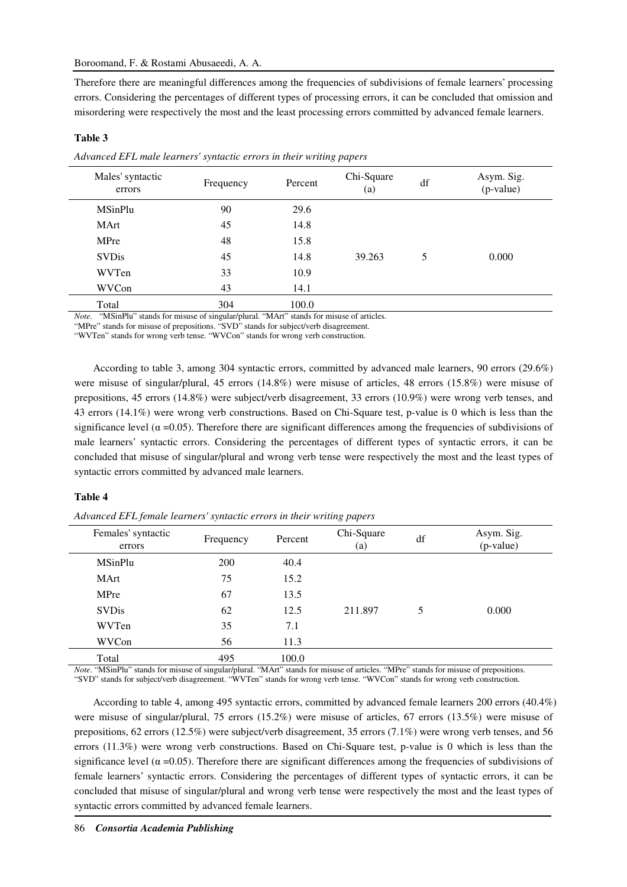Therefore there are meaningful differences among the frequencies of subdivisions of female learners' processing errors. Considering the percentages of different types of processing errors, it can be concluded that omission and misordering were respectively the most and the least processing errors committed by advanced female learners.

**Table 3**

*Advanced EFL male learners' syntactic errors in their writing papers*

| Males' syntactic errors | Frequency | Percent | Chi-Square (a) | df | Asym. Sig. (p-value) |
|---|---|---|---|---|---|
| MSinPlu | 90 | 29.6 | | | |
| MArt | 45 | 14.8 | | | |
| MPre | 48 | 15.8 | | | |
| SVDis | 45 | 14.8 | 39.263 | 5 | 0.000 |
| WVTen | 33 | 10.9 | | | |
| WVCon | 43 | 14.1 | | | |
| Total | 304 | 100.0 | | | |

*Note*. "MSinPlu" stands for misuse of singular/plural. "MArt" stands for misuse of articles.
"MPre" stands for misuse of prepositions. "SVD" stands for subject/verb disagreement.
"WVTen" stands for wrong verb tense. "WVCon" stands for wrong verb construction.

According to table 3, among 304 syntactic errors, committed by advanced male learners, 90 errors (29.6%) were misuse of singular/plural, 45 errors (14.8%) were misuse of articles, 48 errors (15.8%) were misuse of prepositions, 45 errors (14.8%) were subject/verb disagreement, 33 errors (10.9%) were wrong verb tenses, and 43 errors (14.1%) were wrong verb constructions. Based on Chi-Square test, p-value is 0 which is less than the significance level ($\alpha$ =0.05). Therefore there are significant differences among the frequencies of subdivisions of male learners' syntactic errors. Considering the percentages of different types of syntactic errors, it can be concluded that misuse of singular/plural and wrong verb tense were respectively the most and the least types of syntactic errors committed by advanced male learners.

**Table 4**

*Advanced EFL female learners' syntactic errors in their writing papers*

| Females' syntactic errors | Frequency | Percent | Chi-Square (a) | df | Asym. Sig. (p-value) |
|---|---|---|---|---|---|
| MSinPlu | 200 | 40.4 | | | |
| MArt | 75 | 15.2 | | | |
| MPre | 67 | 13.5 | | | |
| SVDis | 62 | 12.5 | 211.897 | 5 | 0.000 |
| WVTen | 35 | 7.1 | | | |
| WVCon | 56 | 11.3 | | | |
| Total | 495 | 100.0 | | | |

*Note*. "MSinPlu" stands for misuse of singular/plural. "MArt" stands for misuse of articles. "MPre" stands for misuse of prepositions.
"SVD" stands for subject/verb disagreement. "WVTen" stands for wrong verb tense. "WVCon" stands for wrong verb construction.

According to table 4, among 495 syntactic errors, committed by advanced female learners 200 errors (40.4%) were misuse of singular/plural, 75 errors (15.2%) were misuse of articles, 67 errors (13.5%) were misuse of prepositions, 62 errors (12.5%) were subject/verb disagreement, 35 errors (7.1%) were wrong verb tenses, and 56 errors (11.3%) were wrong verb constructions. Based on Chi-Square test, p-value is 0 which is less than the significance level ($\alpha$ =0.05). Therefore there are significant differences among the frequencies of subdivisions of female learners' syntactic errors. Considering the percentages of different types of syntactic errors, it can be concluded that misuse of singular/plural and wrong verb tense were respectively the most and the least types of syntactic errors committed by advanced female learners.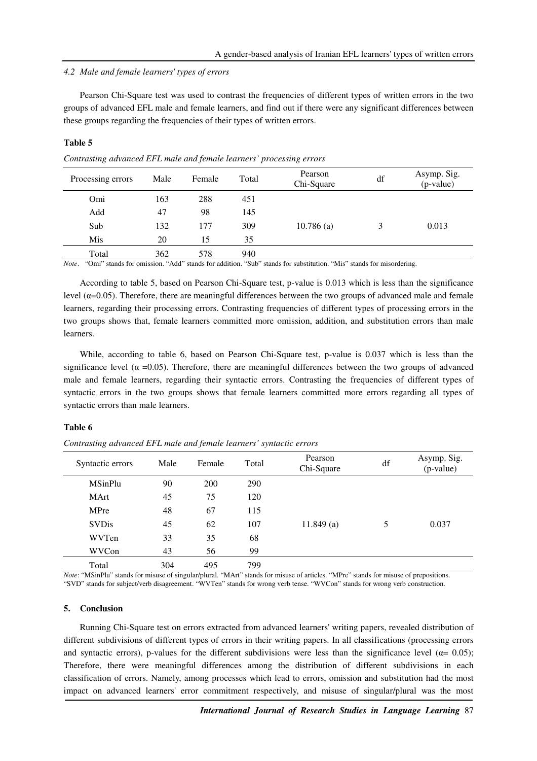### *4.2 Male and female learners' types of errors*

Pearson Chi-Square test was used to contrast the frequencies of different types of written errors in the two groups of advanced EFL male and female learners, and find out if there were any significant differences between these groups regarding the frequencies of their types of written errors.

**Table 5**

*Contrasting advanced EFL male and female learners' processing errors*

| Processing errors | Male | Female | Total | Pearson Chi-Square | df | Asymp. Sig. (p-value) |
|---|---|---|---|---|---|---|
| Omi | 163 | 288 | 451 | | | |
| Add | 47 | 98 | 145 | | | |
| Sub | 132 | 177 | 309 | 10.786 (a) | 3 | 0.013 |
| Mis | 20 | 15 | 35 | | | |
| Total | 362 | 578 | 940 | | | |

*Note*. "Omi" stands for omission. "Add" stands for addition. "Sub" stands for substitution. "Mis" stands for misordering.

According to table 5, based on Pearson Chi-Square test, p-value is 0.013 which is less than the significance level (α=0.05). Therefore, there are meaningful differences between the two groups of advanced male and female learners, regarding their processing errors. Contrasting frequencies of different types of processing errors in the two groups shows that, female learners committed more omission, addition, and substitution errors than male learners.

While, according to table 6, based on Pearson Chi-Square test, p-value is 0.037 which is less than the significance level (α =0.05). Therefore, there are meaningful differences between the two groups of advanced male and female learners, regarding their syntactic errors. Contrasting the frequencies of different types of syntactic errors in the two groups shows that female learners committed more errors regarding all types of syntactic errors than male learners.

**Table 6**

*Contrasting advanced EFL male and female learners' syntactic errors*

| Syntactic errors | Male | Female | Total | Pearson Chi-Square | df | Asymp. Sig. (p-value) |
|---|---|---|---|---|---|---|
| MSinPlu | 90 | 200 | 290 | | | |
| MArt | 45 | 75 | 120 | | | |
| MPre | 48 | 67 | 115 | | | |
| SVDis | 45 | 62 | 107 | 11.849 (a) | 5 | 0.037 |
| WVTen | 33 | 35 | 68 | | | |
| WVCon | 43 | 56 | 99 | | | |
| Total | 304 | 495 | 799 | | | |

*Note*: "MSinPlu" stands for misuse of singular/plural. "MArt" stands for misuse of articles. "MPre" stands for misuse of prepositions. "SVD" stands for subject/verb disagreement. "WVTen" stands for wrong verb tense. "WVCon" stands for wrong verb construction.

## 5. Conclusion

Running Chi-Square test on errors extracted from advanced learners' writing papers, revealed distribution of different subdivisions of different types of errors in their writing papers. In all classifications (processing errors and syntactic errors), p-values for the different subdivisions were less than the significance level (α= 0.05); Therefore, there were meaningful differences among the distribution of different subdivisions in each classification of errors. Namely, among processes which lead to errors, omission and substitution had the most impact on advanced learners' error commitment respectively, and misuse of singular/plural was the most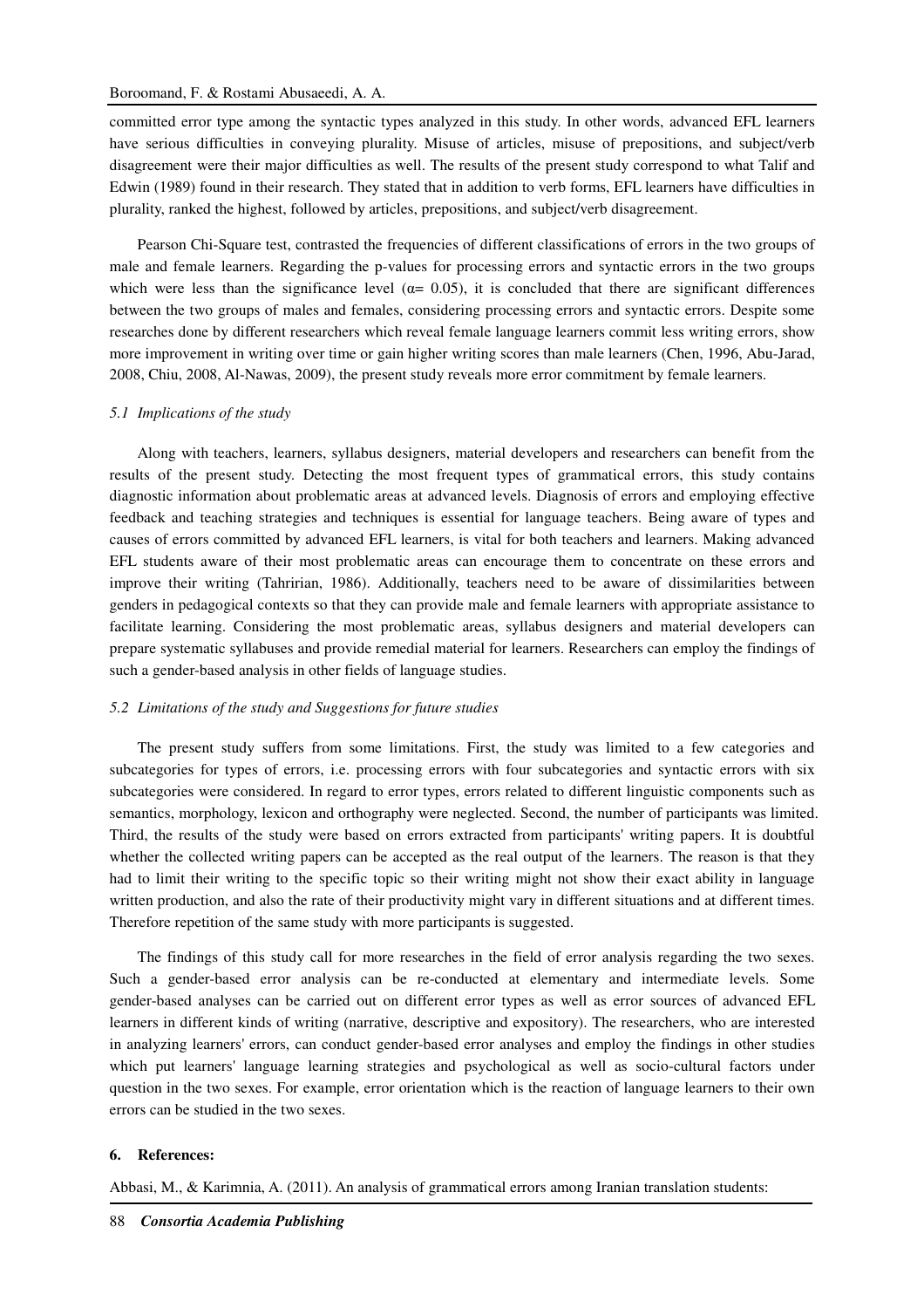committed error type among the syntactic types analyzed in this study. In other words, advanced EFL learners have serious difficulties in conveying plurality. Misuse of articles, misuse of prepositions, and subject/verb disagreement were their major difficulties as well. The results of the present study correspond to what Talif and Edwin (1989) found in their research. They stated that in addition to verb forms, EFL learners have difficulties in plurality, ranked the highest, followed by articles, prepositions, and subject/verb disagreement.

Pearson Chi-Square test, contrasted the frequencies of different classifications of errors in the two groups of male and female learners. Regarding the p-values for processing errors and syntactic errors in the two groups which were less than the significance level ($\alpha = 0.05$), it is concluded that there are significant differences between the two groups of males and females, considering processing errors and syntactic errors. Despite some researches done by different researchers which reveal female language learners commit less writing errors, show more improvement in writing over time or gain higher writing scores than male learners (Chen, 1996, Abu-Jarad, 2008, Chiu, 2008, Al-Nawas, 2009), the present study reveals more error commitment by female learners.

### *5.1 Implications of the study*

Along with teachers, learners, syllabus designers, material developers and researchers can benefit from the results of the present study. Detecting the most frequent types of grammatical errors, this study contains diagnostic information about problematic areas at advanced levels. Diagnosis of errors and employing effective feedback and teaching strategies and techniques is essential for language teachers. Being aware of types and causes of errors committed by advanced EFL learners, is vital for both teachers and learners. Making advanced EFL students aware of their most problematic areas can encourage them to concentrate on these errors and improve their writing (Tahririan, 1986). Additionally, teachers need to be aware of dissimilarities between genders in pedagogical contexts so that they can provide male and female learners with appropriate assistance to facilitate learning. Considering the most problematic areas, syllabus designers and material developers can prepare systematic syllabuses and provide remedial material for learners. Researchers can employ the findings of such a gender-based analysis in other fields of language studies.

### *5.2 Limitations of the study and Suggestions for future studies*

The present study suffers from some limitations. First, the study was limited to a few categories and subcategories for types of errors, i.e. processing errors with four subcategories and syntactic errors with six subcategories were considered. In regard to error types, errors related to different linguistic components such as semantics, morphology, lexicon and orthography were neglected. Second, the number of participants was limited. Third, the results of the study were based on errors extracted from participants' writing papers. It is doubtful whether the collected writing papers can be accepted as the real output of the learners. The reason is that they had to limit their writing to the specific topic so their writing might not show their exact ability in language written production, and also the rate of their productivity might vary in different situations and at different times. Therefore repetition of the same study with more participants is suggested.

The findings of this study call for more researches in the field of error analysis regarding the two sexes. Such a gender-based error analysis can be re-conducted at elementary and intermediate levels. Some gender-based analyses can be carried out on different error types as well as error sources of advanced EFL learners in different kinds of writing (narrative, descriptive and expository). The researchers, who are interested in analyzing learners' errors, can conduct gender-based error analyses and employ the findings in other studies which put learners' language learning strategies and psychological as well as socio-cultural factors under question in the two sexes. For example, error orientation which is the reaction of language learners to their own errors can be studied in the two sexes.

## 6. References:

Abbasi, M., & Karimnia, A. (2011). An analysis of grammatical errors among Iranian translation students: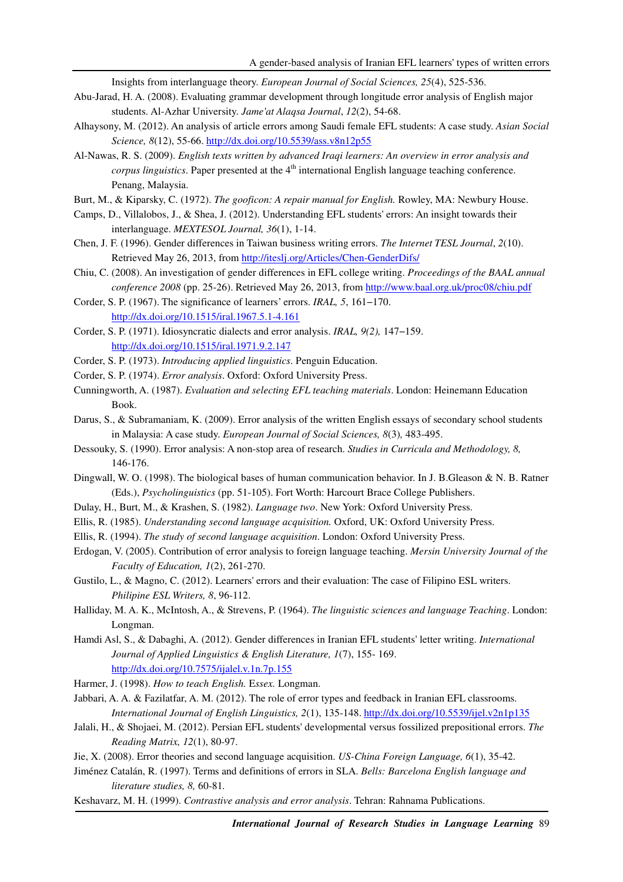Insights from interlanguage theory. *European Journal of Social Sciences, 25*(4), 525-536.

Abu-Jarad, H. A. (2008). Evaluating grammar development through longitude error analysis of English major students. Al-Azhar University. *Jame'at Alaqsa Journal*, *12*(2), 54-68.

Alhaysony, M. (2012). An analysis of article errors among Saudi female EFL students: A case study. *Asian Social Science, 8*(12), 55-66. http://dx.doi.org/10.5539/ass.v8n12p55

Al-Nawas, R. S. (2009). *English texts written by advanced Iraqi learners: An overview in error analysis and corpus linguistics*. Paper presented at the 4th international English language teaching conference. Penang, Malaysia.

Burt, M., & Kiparsky, C. (1972). *The gooficon: A repair manual for English.* Rowley, MA: Newbury House.

Camps, D., Villalobos, J., & Shea, J. (2012). Understanding EFL students' errors: An insight towards their interlanguage. *MEXTESOL Journal, 36*(1), 1-14.

Chen, J. F. (1996). Gender differences in Taiwan business writing errors. *The Internet TESL Journal*, *2*(10). Retrieved May 26, 2013, from http://iteslj.org/Articles/Chen-GenderDifs/

Chiu, C. (2008). An investigation of gender differences in EFL college writing. *Proceedings of the BAAL annual conference 2008* (pp. 25-26). Retrieved May 26, 2013, from http://www.baal.org.uk/proc08/chiu.pdf

Corder, S. P. (1967). The significance of learners' errors. *IRAL, 5*, 161–170. http://dx.doi.org/10.1515/iral.1967.5.1-4.161

Corder, S. P. (1971). Idiosyncratic dialects and error analysis. *IRAL, 9(2),* 147–159. http://dx.doi.org/10.1515/iral.1971.9.2.147

Corder, S. P. (1973). *Introducing applied linguistics*. Penguin Education.

Corder, S. P. (1974). *Error analysis*. Oxford: Oxford University Press.

Cunningworth, A. (1987). *Evaluation and selecting EFL teaching materials*. London: Heinemann Education Book.

Darus, S., & Subramaniam, K. (2009). Error analysis of the written English essays of secondary school students in Malaysia: A case study. *European Journal of Social Sciences, 8*(3)*,* 483-495.

Dessouky, S. (1990). Error analysis: A non-stop area of research. *Studies in Curricula and Methodology, 8,* 146-176.

Dingwall, W. O. (1998). The biological bases of human communication behavior. In J. B.Gleason & N. B. Ratner (Eds.), *Psycholinguistics* (pp. 51-105). Fort Worth: Harcourt Brace College Publishers.

Dulay, H., Burt, M., & Krashen, S. (1982). *Language two*. New York: Oxford University Press.

Ellis, R. (1985). *Understanding second language acquisition.* Oxford, UK: Oxford University Press.

Ellis, R. (1994). *The study of second language acquisition*. London: Oxford University Press.

Erdogan, V. (2005). Contribution of error analysis to foreign language teaching. *Mersin University Journal of the Faculty of Education, 1*(2), 261-270.

Gustilo, L., & Magno, C. (2012). Learners' errors and their evaluation: The case of Filipino ESL writers. *Philipine ESL Writers, 8*, 96-112.

Halliday, M. A. K., McIntosh, A., & Strevens, P. (1964). *The linguistic sciences and language Teaching*. London: Longman.

Hamdi Asl, S., & Dabaghi, A. (2012). Gender differences in Iranian EFL students' letter writing. *International Journal of Applied Linguistics & English Literature, 1*(7), 155- 169. http://dx.doi.org/10.7575/ijalel.v.1n.7p.155

Harmer, J. (1998). *How to teach English.* E*ssex.* Longman.

Jabbari, A. A. & Fazilatfar, A. M. (2012). The role of error types and feedback in Iranian EFL classrooms. *International Journal of English Linguistics, 2*(1), 135-148. http://dx.doi.org/10.5539/ijel.v2n1p135

Jalali, H., & Shojaei, M. (2012). Persian EFL students' developmental versus fossilized prepositional errors. *The Reading Matrix, 12*(1), 80-97.

Jie, X. (2008). Error theories and second language acquisition. *US-China Foreign Language, 6*(1), 35-42.

Jiménez Catalán, R. (1997). Terms and definitions of errors in SLA. *Bells: Barcelona English language and literature studies, 8,* 60-81.

Keshavarz, M. H. (1999). *Contrastive analysis and error analysis*. Tehran: Rahnama Publications.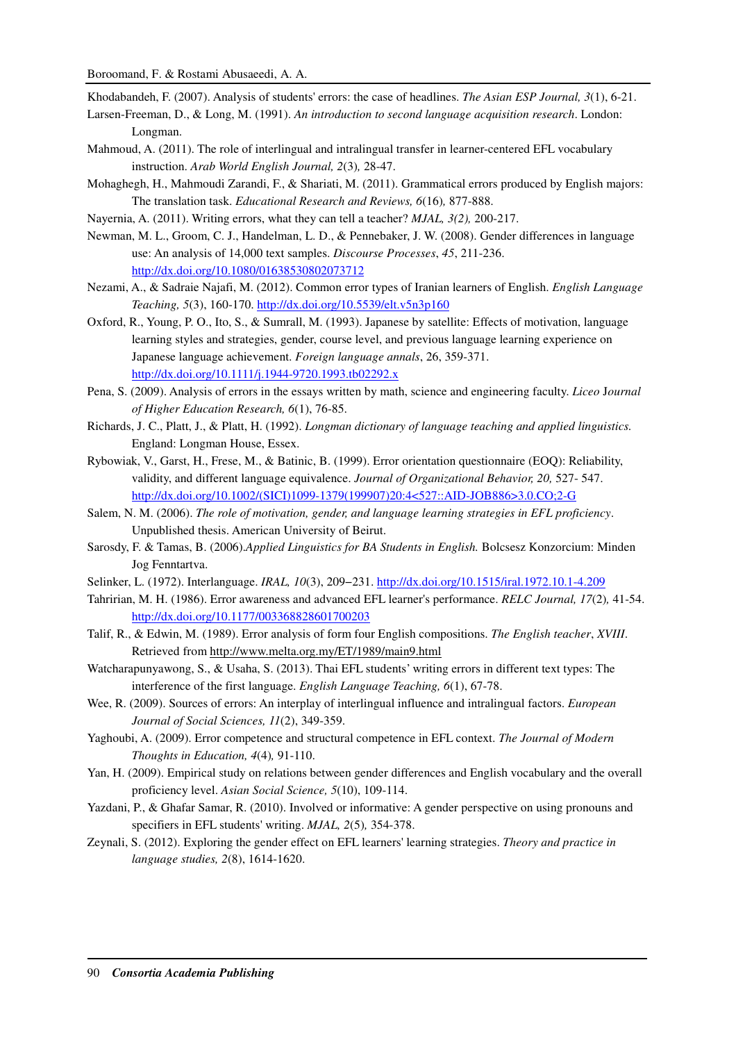Khodabandeh, F. (2007). Analysis of students' errors: the case of headlines. *The Asian ESP Journal, 3*(1), 6-21.

Larsen-Freeman, D., & Long, M. (1991). *An introduction to second language acquisition research*. London: Longman.

Mahmoud, A. (2011). The role of interlingual and intralingual transfer in learner-centered EFL vocabulary instruction. *Arab World English Journal, 2*(3)*,* 28-47.

Mohaghegh, H., Mahmoudi Zarandi, F., & Shariati, M. (2011). Grammatical errors produced by English majors: The translation task. *Educational Research and Reviews, 6*(16)*,* 877-888.

Nayernia, A. (2011). Writing errors, what they can tell a teacher? *MJAL, 3(2),* 200-217.

Newman, M. L., Groom, C. J., Handelman, L. D., & Pennebaker, J. W. (2008). Gender differences in language use: An analysis of 14,000 text samples. *Discourse Processes*, *45*, 211-236. http://dx.doi.org/10.1080/01638530802073712

Nezami, A., & Sadraie Najafi, M. (2012). Common error types of Iranian learners of English. *English Language Teaching, 5*(3), 160-170. http://dx.doi.org/10.5539/elt.v5n3p160

Oxford, R., Young, P. O., Ito, S., & Sumrall, M. (1993). Japanese by satellite: Effects of motivation, language learning styles and strategies, gender, course level, and previous language learning experience on Japanese language achievement. *Foreign language annals*, 26, 359-371. http://dx.doi.org/10.1111/j.1944-9720.1993.tb02292.x

Pena, S. (2009). Analysis of errors in the essays written by math, science and engineering faculty. *Liceo Journal of Higher Education Research, 6*(1), 76-85.

Richards, J. C., Platt, J., & Platt, H. (1992). *Longman dictionary of language teaching and applied linguistics.* England: Longman House, Essex.

Rybowiak, V., Garst, H., Frese, M., & Batinic, B. (1999). Error orientation questionnaire (EOQ): Reliability, validity, and different language equivalence. *Journal of Organizational Behavior, 20,* 527- 547. http://dx.doi.org/10.1002/(SICI)1099-1379(199907)20:4<527::AID-JOB886>3.0.CO;2-G

Salem, N. M. (2006). *The role of motivation, gender, and language learning strategies in EFL proficiency*. Unpublished thesis. American University of Beirut.

Sarosdy, F. & Tamas, B. (2006).*Applied Linguistics for BA Students in English.* Bolcsesz Konzorcium: Minden Jog Fenntartva.

Selinker, L. (1972). Interlanguage. *IRAL, 10*(3), 209–231. http://dx.doi.org/10.1515/iral.1972.10.1-4.209

Tahririan, M. H. (1986). Error awareness and advanced EFL learner's performance. *RELC Journal, 17*(2)*,* 41-54. http://dx.doi.org/10.1177/003368828601700203

Talif, R., & Edwin, M. (1989). Error analysis of form four English compositions. *The English teacher*, *XVIII*. Retrieved from http://www.melta.org.my/ET/1989/main9.html

Watcharapunyawong, S., & Usaha, S. (2013). Thai EFL students' writing errors in different text types: The interference of the first language. *English Language Teaching, 6*(1), 67-78.

Wee, R. (2009). Sources of errors: An interplay of interlingual influence and intralingual factors. *European Journal of Social Sciences, 11*(2), 349-359.

Yaghoubi, A. (2009). Error competence and structural competence in EFL context. *The Journal of Modern Thoughts in Education, 4*(4)*,* 91-110.

Yan, H. (2009). Empirical study on relations between gender differences and English vocabulary and the overall proficiency level. *Asian Social Science, 5*(10), 109-114.

Yazdani, P., & Ghafar Samar, R. (2010). Involved or informative: A gender perspective on using pronouns and specifiers in EFL students' writing. *MJAL, 2*(5)*,* 354-378.

Zeynali, S. (2012). Exploring the gender effect on EFL learners' learning strategies. *Theory and practice in language studies, 2*(8), 1614-1620.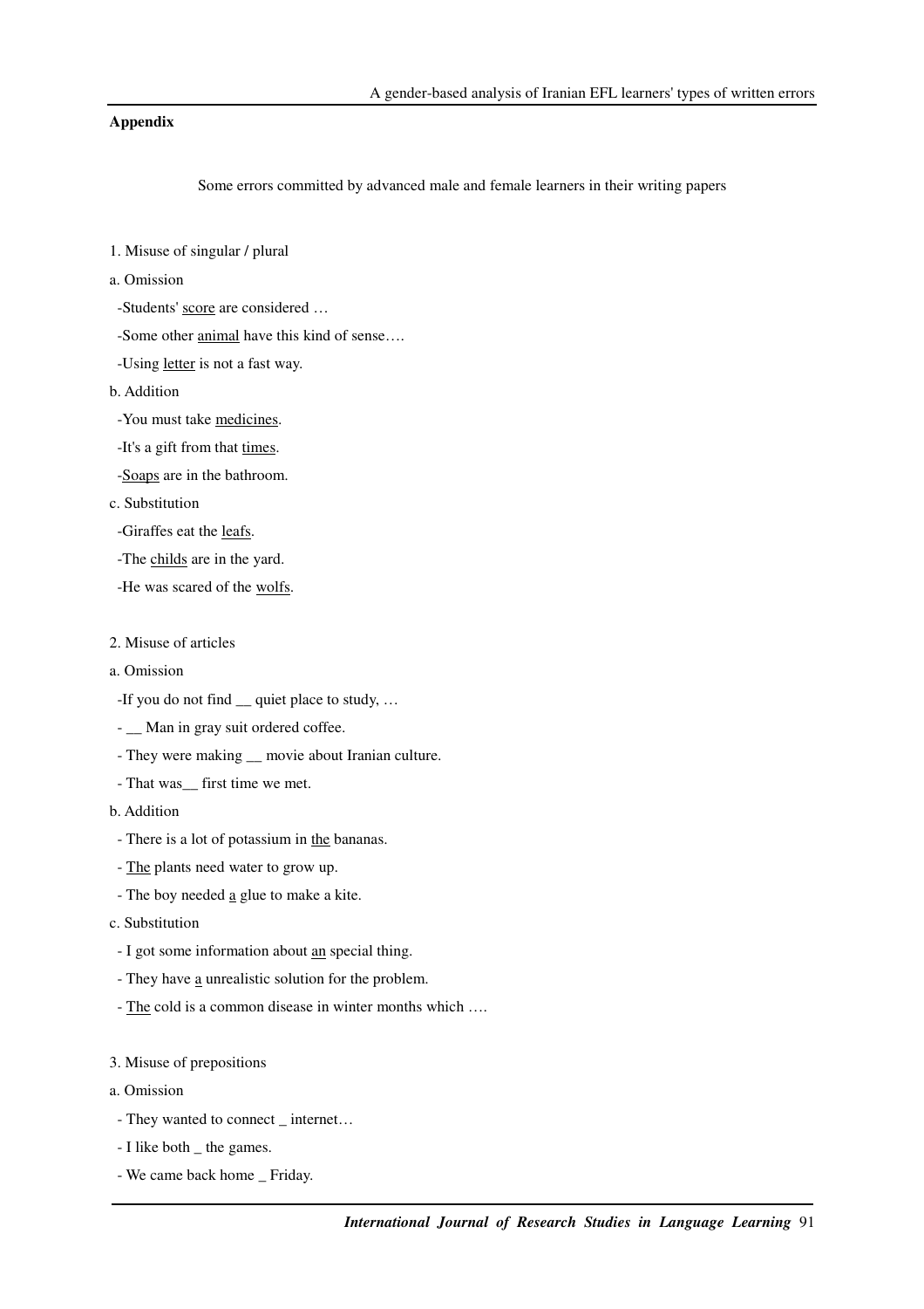## Appendix

Some errors committed by advanced male and female learners in their writing papers

1. Misuse of singular / plural

a. Omission

-Students' <u>score</u> are considered …

-Some other <u>animal</u> have this kind of sense….

-Using <u>letter</u> is not a fast way.

b. Addition

-You must take <u>medicines</u>.

-It's a gift from that <u>times</u>.

-<u>Soaps</u> are in the bathroom.

c. Substitution

-Giraffes eat the <u>leafs</u>.

-The <u>childs</u> are in the yard.

-He was scared of the <u>wolfs</u>.

2. Misuse of articles

a. Omission

-If you do not find __ quiet place to study, …

- __ Man in gray suit ordered coffee.

- They were making __ movie about Iranian culture.

- That was__ first time we met.

b. Addition

- There is a lot of potassium in <u>the</u> bananas.

- <u>The</u> plants need water to grow up.

- The boy needed <u>a</u> glue to make a kite.

c. Substitution

- I got some information about <u>an</u> special thing.

- They have <u>a</u> unrealistic solution for the problem.

- <u>The</u> cold is a common disease in winter months which ….

3. Misuse of prepositions

a. Omission

- They wanted to connect _ internet…

- I like both _ the games.

- We came back home _ Friday.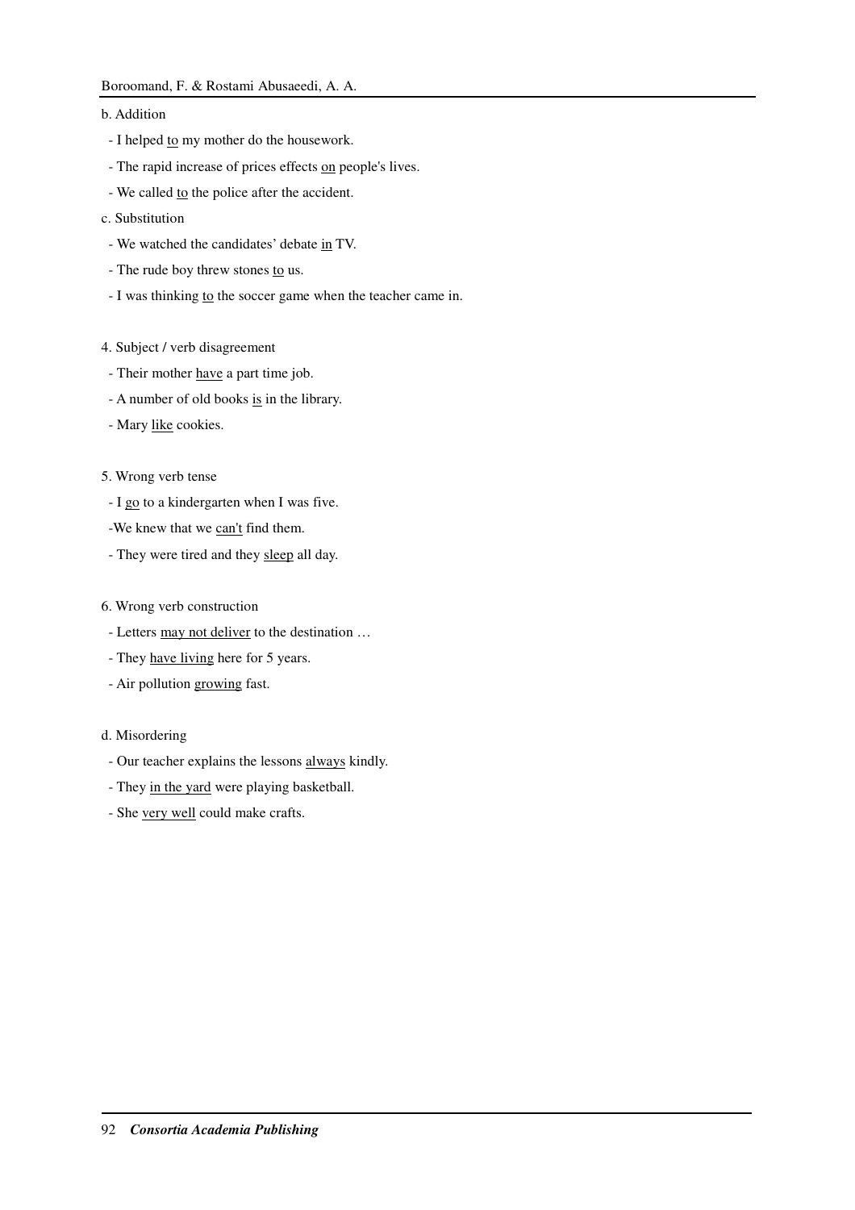b. Addition

- I helped <u>to</u> my mother do the housework.
- The rapid increase of prices effects <u>on</u> people's lives.
- We called <u>to</u> the police after the accident.

c. Substitution

- We watched the candidates' debate <u>in</u> TV.
- The rude boy threw stones <u>to</u> us.
- I was thinking <u>to</u> the soccer game when the teacher came in.

4. Subject / verb disagreement

- Their mother <u>have</u> a part time job.
- A number of old books <u>is</u> in the library.
- Mary <u>like</u> cookies.

5. Wrong verb tense

- I <u>go</u> to a kindergarten when I was five.
- We knew that we <u>can't</u> find them.
- They were tired and they <u>sleep</u> all day.

6. Wrong verb construction

- Letters <u>may not deliver</u> to the destination …
- They <u>have living</u> here for 5 years.
- Air pollution <u>growing</u> fast.

d. Misordering

- Our teacher explains the lessons <u>always</u> kindly.
- They <u>in the yard</u> were playing basketball.
- She <u>very well</u> could make crafts.